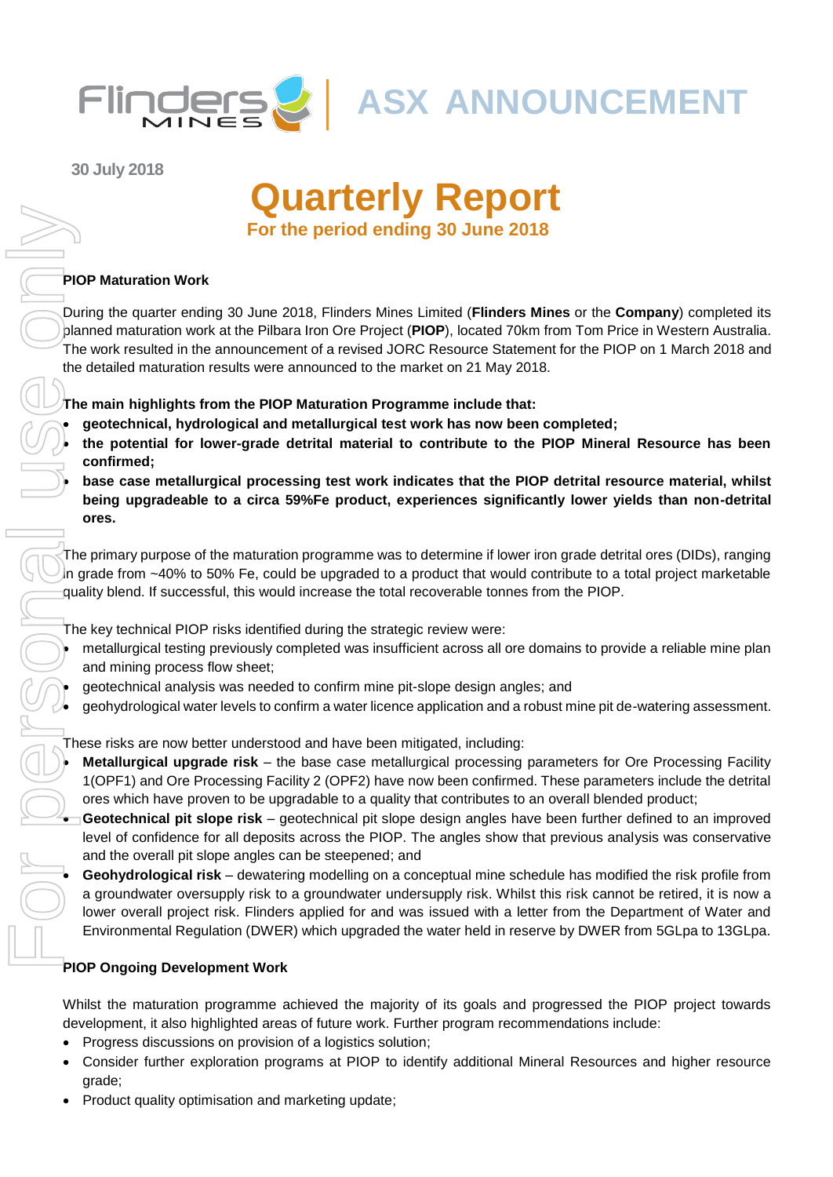# ASX ANNOUNCEMENT

30 July 2018

# Quarterly Report

## For the period ending 30 June 2018

### PIOP Maturation Work

During the quarter ending 30 June 2018, Flinders Mines Limited (**Flinders Mines** or the **Company**) completed its planned maturation work at the Pilbara Iron Ore Project (**PIOP**), located 70km from Tom Price in Western Australia. The work resulted in the announcement of a revised JORC Resource Statement for the PIOP on 1 March 2018 and the detailed maturation results were announced to the market on 21 May 2018.

**The main highlights from the PIOP Maturation Programme include that:**

- **geotechnical, hydrological and metallurgical test work has now been completed;**
- **the potential for lower-grade detrital material to contribute to the PIOP Mineral Resource has been confirmed;**
- **base case metallurgical processing test work indicates that the PIOP detrital resource material, whilst being upgradeable to a circa 59%Fe product, experiences significantly lower yields than non-detrital ores.**

The primary purpose of the maturation programme was to determine if lower iron grade detrital ores (DIDs), ranging in grade from ~40% to 50% Fe, could be upgraded to a product that would contribute to a total project marketable quality blend. If successful, this would increase the total recoverable tonnes from the PIOP.

The key technical PIOP risks identified during the strategic review were:

- metallurgical testing previously completed was insufficient across all ore domains to provide a reliable mine plan and mining process flow sheet;
- geotechnical analysis was needed to confirm mine pit-slope design angles; and
- geohydrological water levels to confirm a water licence application and a robust mine pit de-watering assessment.

These risks are now better understood and have been mitigated, including:

- **Metallurgical upgrade risk** – the base case metallurgical processing parameters for Ore Processing Facility 1(OPF1) and Ore Processing Facility 2 (OPF2) have now been confirmed. These parameters include the detrital ores which have proven to be upgradable to a quality that contributes to an overall blended product;
- **Geotechnical pit slope risk** – geotechnical pit slope design angles have been further defined to an improved level of confidence for all deposits across the PIOP. The angles show that previous analysis was conservative and the overall pit slope angles can be steepened; and
- **Geohydrological risk** – dewatering modelling on a conceptual mine schedule has modified the risk profile from a groundwater oversupply risk to a groundwater undersupply risk. Whilst this risk cannot be retired, it is now a lower overall project risk. Flinders applied for and was issued with a letter from the Department of Water and Environmental Regulation (DWER) which upgraded the water held in reserve by DWER from 5GLpa to 13GLpa.

### PIOP Ongoing Development Work

Whilst the maturation programme achieved the majority of its goals and progressed the PIOP project towards development, it also highlighted areas of future work. Further program recommendations include:

- Progress discussions on provision of a logistics solution;
- Consider further exploration programs at PIOP to identify additional Mineral Resources and higher resource grade;
- Product quality optimisation and marketing update;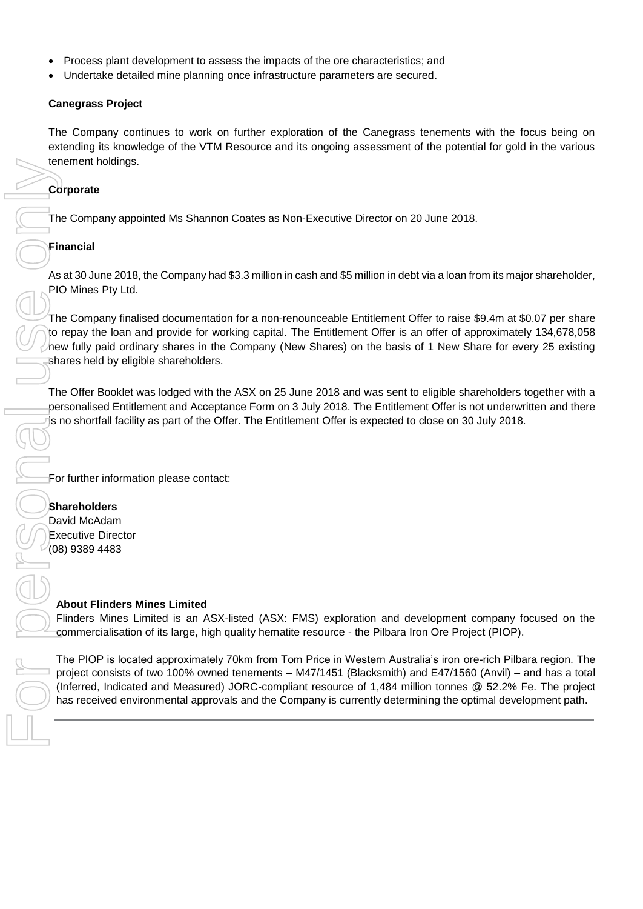- Process plant development to assess the impacts of the ore characteristics; and
- Undertake detailed mine planning once infrastructure parameters are secured.

**Canegrass Project**

The Company continues to work on further exploration of the Canegrass tenements with the focus being on extending its knowledge of the VTM Resource and its ongoing assessment of the potential for gold in the various tenement holdings.

**Corporate**

The Company appointed Ms Shannon Coates as Non-Executive Director on 20 June 2018.

**Financial**

As at 30 June 2018, the Company had $3.3 million in cash and $5 million in debt via a loan from its major shareholder, PIO Mines Pty Ltd.

The Company finalised documentation for a non-renounceable Entitlement Offer to raise $9.4m at $0.07 per share to repay the loan and provide for working capital. The Entitlement Offer is an offer of approximately 134,678,058 new fully paid ordinary shares in the Company (New Shares) on the basis of 1 New Share for every 25 existing shares held by eligible shareholders.

The Offer Booklet was lodged with the ASX on 25 June 2018 and was sent to eligible shareholders together with a personalised Entitlement and Acceptance Form on 3 July 2018. The Entitlement Offer is not underwritten and there is no shortfall facility as part of the Offer. The Entitlement Offer is expected to close on 30 July 2018.

For further information please contact:

**Shareholders**
David McAdam
Executive Director
(08) 9389 4483

**About Flinders Mines Limited**

Flinders Mines Limited is an ASX-listed (ASX: FMS) exploration and development company focused on the commercialisation of its large, high quality hematite resource - the Pilbara Iron Ore Project (PIOP).

The PIOP is located approximately 70km from Tom Price in Western Australia's iron ore-rich Pilbara region. The project consists of two 100% owned tenements – M47/1451 (Blacksmith) and E47/1560 (Anvil) – and has a total (Inferred, Indicated and Measured) JORC-compliant resource of 1,484 million tonnes @ 52.2% Fe. The project has received environmental approvals and the Company is currently determining the optimal development path.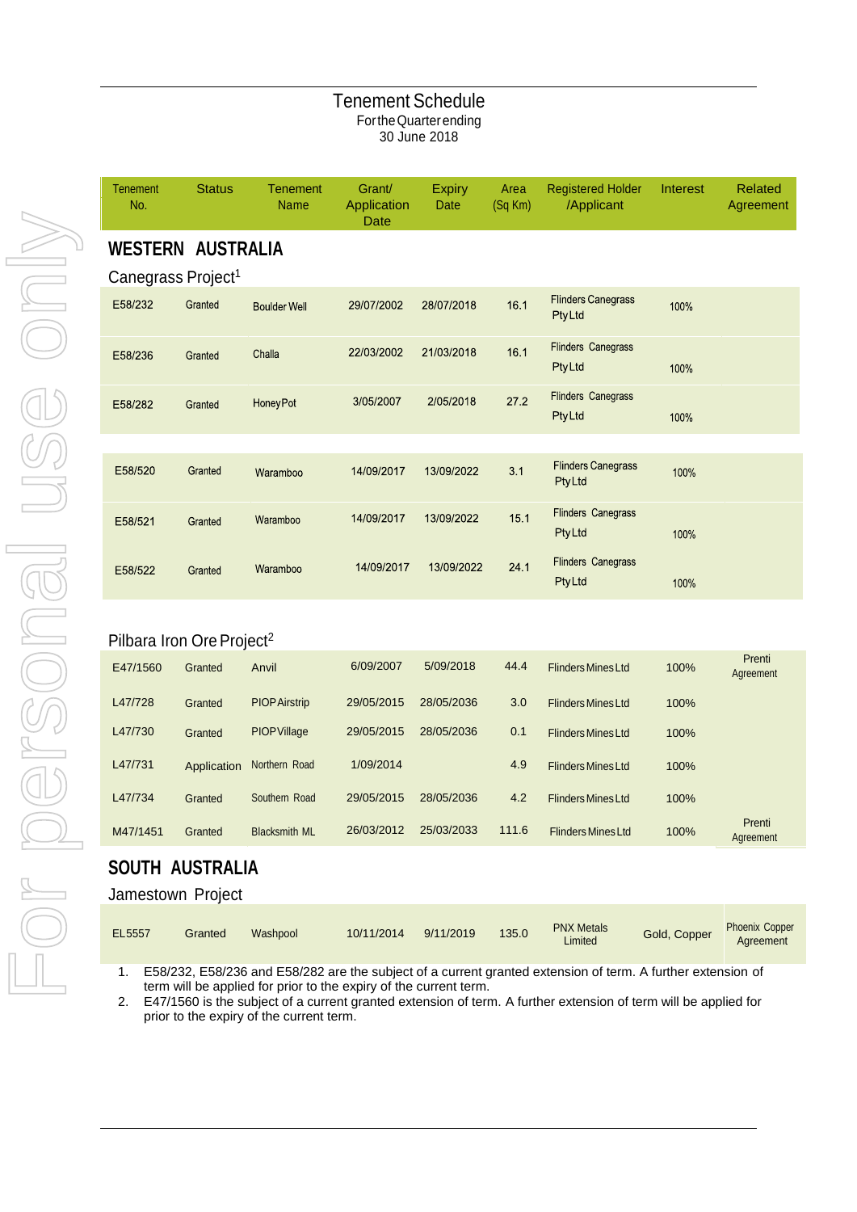# Tenement Schedule

For the Quarter ending
30 June 2018

| Tenement No. | Status | Tenement Name | Grant/ Application Date | Expiry Date | Area (Sq Km) | Registered Holder /Applicant | Interest | Related Agreement |
|---|---|---|---|---|---|---|---|---|
| **WESTERN AUSTRALIA** | | | | | | | | |
| Canegrass Project[1] | | | | | | | | |
| E58/232 | Granted | Boulder Well | 29/07/2002 | 28/07/2018 | 16.1 | Flinders Canegrass Pty Ltd | 100% | |
| E58/236 | Granted | Challa | 22/03/2002 | 21/03/2018 | 16.1 | Flinders Canegrass Pty Ltd | 100% | |
| E58/282 | Granted | Honey Pot | 3/05/2007 | 2/05/2018 | 27.2 | Flinders Canegrass Pty Ltd | 100% | |
| E58/520 | Granted | Waramboo | 14/09/2017 | 13/09/2022 | 3.1 | Flinders Canegrass Pty Ltd | 100% | |
| E58/521 | Granted | Waramboo | 14/09/2017 | 13/09/2022 | 15.1 | Flinders Canegrass Pty Ltd | 100% | |
| E58/522 | Granted | Waramboo | 14/09/2017 | 13/09/2022 | 24.1 | Flinders Canegrass Pty Ltd | 100% | |
| Pilbara Iron Ore Project[2] | | | | | | | | |
| E47/1560 | Granted | Anvil | 6/09/2007 | 5/09/2018 | 44.4 | Flinders Mines Ltd | 100% | Prenti Agreement |
| L47/728 | Granted | PIOP Airstrip | 29/05/2015 | 28/05/2036 | 3.0 | Flinders Mines Ltd | 100% | |
| L47/730 | Granted | PIOP Village | 29/05/2015 | 28/05/2036 | 0.1 | Flinders Mines Ltd | 100% | |
| L47/731 | Application | Northern Road | 1/09/2014 | | 4.9 | Flinders Mines Ltd | 100% | |
| L47/734 | Granted | Southern Road | 29/05/2015 | 28/05/2036 | 4.2 | Flinders Mines Ltd | 100% | |
| M47/1451 | Granted | Blacksmith ML | 26/03/2012 | 25/03/2033 | 111.6 | Flinders Mines Ltd | 100% | Prenti Agreement |
| **SOUTH AUSTRALIA** | | | | | | | | |
| Jamestown Project | | | | | | | | |
| EL5557 | Granted | Washpool | 10/11/2014 | 9/11/2019 | 135.0 | PNX Metals Limited | Gold, Copper | Phoenix Copper Agreement |

1. E58/232, E58/236 and E58/282 are the subject of a current granted extension of term. A further extension of term will be applied for prior to the expiry of the current term.
2. E47/1560 is the subject of a current granted extension of term. A further extension of term will be applied for prior to the expiry of the current term.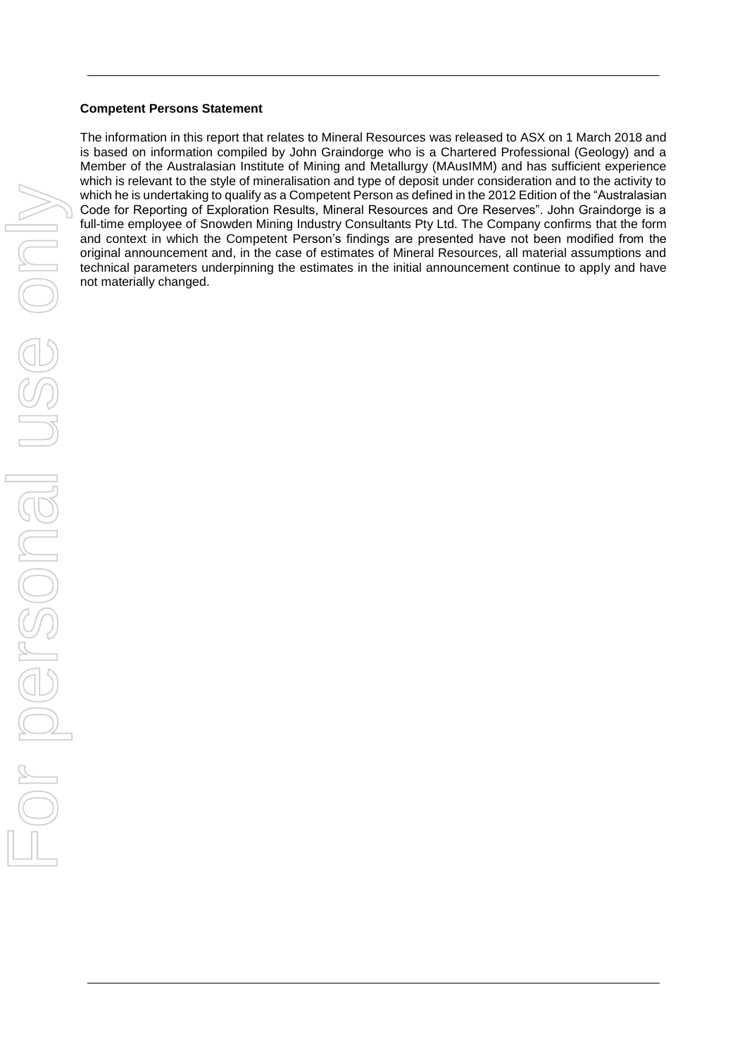**Competent Persons Statement**

The information in this report that relates to Mineral Resources was released to ASX on 1 March 2018 and is based on information compiled by John Graindorge who is a Chartered Professional (Geology) and a Member of the Australasian Institute of Mining and Metallurgy (MAusIMM) and has sufficient experience which is relevant to the style of mineralisation and type of deposit under consideration and to the activity to which he is undertaking to qualify as a Competent Person as defined in the 2012 Edition of the "Australasian Code for Reporting of Exploration Results, Mineral Resources and Ore Reserves". John Graindorge is a full-time employee of Snowden Mining Industry Consultants Pty Ltd. The Company confirms that the form and context in which the Competent Person's findings are presented have not been modified from the original announcement and, in the case of estimates of Mineral Resources, all material assumptions and technical parameters underpinning the estimates in the initial announcement continue to apply and have not materially changed.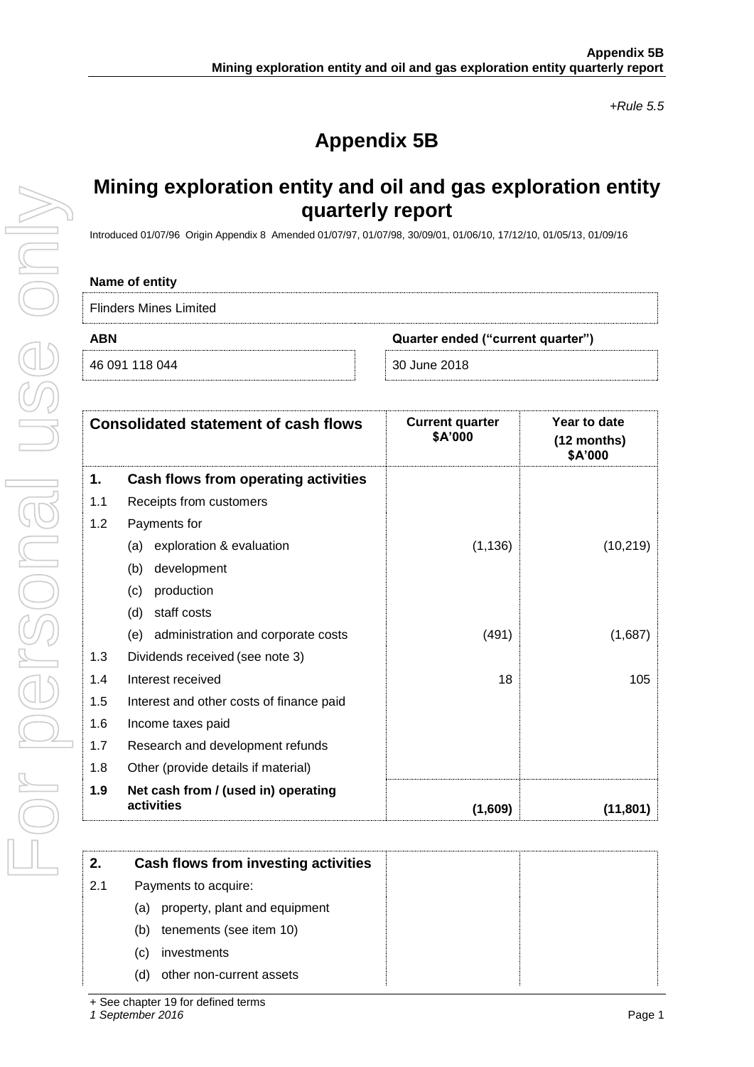*+Rule 5.5*

# Appendix 5B

## Mining exploration entity and oil and gas exploration entity quarterly report

Introduced 01/07/96 Origin Appendix 8 Amended 01/07/97, 01/07/98, 30/09/01, 01/06/10, 17/12/10, 01/05/13, 01/09/16

**Name of entity**

Flinders Mines Limited

| **ABN** | **Quarter ended ("current quarter")** |
|---|---|
| 46 091 118 044 | 30 June 2018 |

| | **Consolidated statement of cash flows** | **Current quarter $A'000** | **Year to date (12 months) $A'000** |
|---|---|---|---|
| **1.** | **Cash flows from operating activities** | | |
| 1.1 | Receipts from customers | | |
| 1.2 | Payments for | | |
| | (a) exploration & evaluation | (1,136) | (10,219) |
| | (b) development | | |
| | (c) production | | |
| | (d) staff costs | | |
| | (e) administration and corporate costs | (491) | (1,687) |
| 1.3 | Dividends received (see note 3) | | |
| 1.4 | Interest received | 18 | 105 |
| 1.5 | Interest and other costs of finance paid | | |
| 1.6 | Income taxes paid | | |
| 1.7 | Research and development refunds | | |
| 1.8 | Other (provide details if material) | | |
| **1.9** | **Net cash from / (used in) operating activities** | **(1,609)** | **(11,801)** |

| | | | |
|---|---|---|---|
| **2.** | **Cash flows from investing activities** | | |
| 2.1 | Payments to acquire: | | |
| | (a) property, plant and equipment | | |
| | (b) tenements (see item 10) | | |
| | (c) investments | | |
| | (d) other non-current assets | | |

+ See chapter 19 for defined terms
*1 September 2016*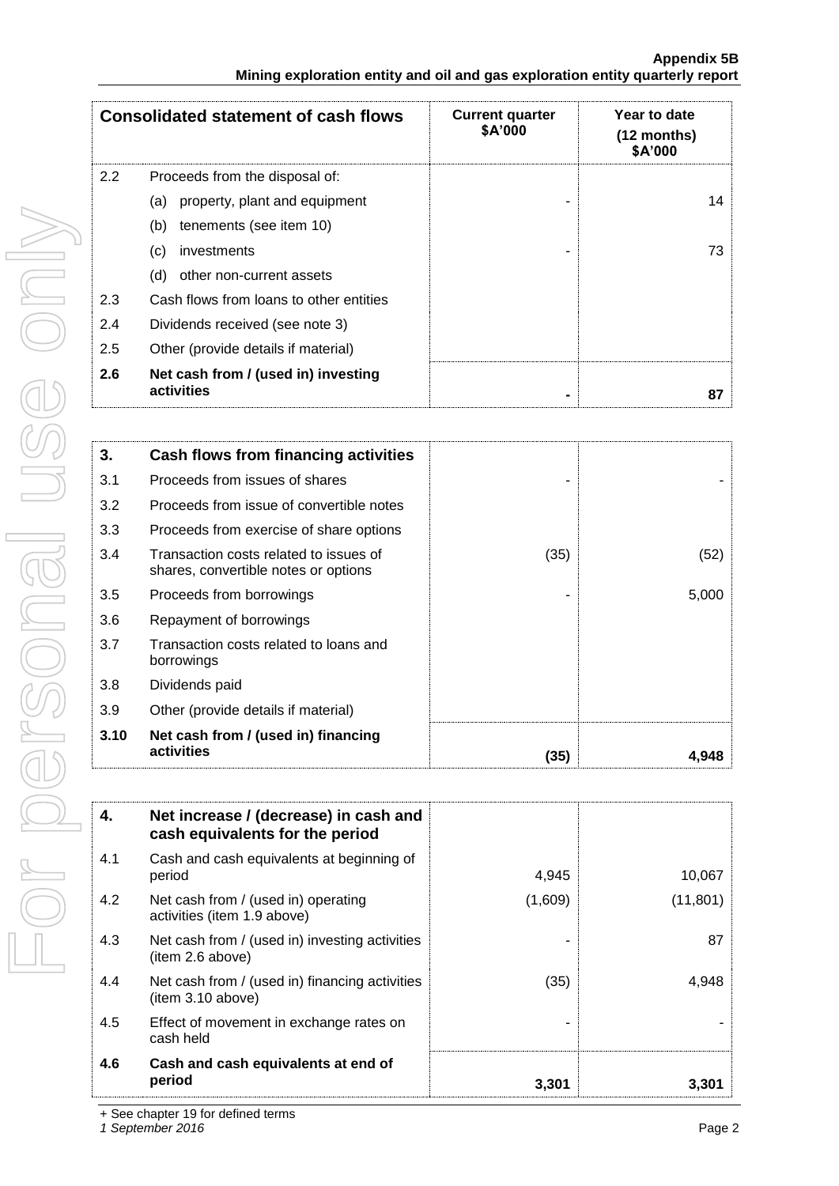| Consolidated statement of cash flows | | Current quarter $A'000 | Year to date (12 months) $A'000 |
|---|---|---|---|
| 2.2 | Proceeds from the disposal of: | | |
| | (a) property, plant and equipment | - | 14 |
| | (b) tenements (see item 10) | | |
| | (c) investments | - | 73 |
| | (d) other non-current assets | | |
| 2.3 | Cash flows from loans to other entities | | |
| 2.4 | Dividends received (see note 3) | | |
| 2.5 | Other (provide details if material) | | |
| **2.6** | **Net cash from / (used in) investing activities** | **-** | **87** |

| **3.** | **Cash flows from financing activities** | | |
|---|---|---|---|
| 3.1 | Proceeds from issues of shares | - | - |
| 3.2 | Proceeds from issue of convertible notes | | |
| 3.3 | Proceeds from exercise of share options | | |
| 3.4 | Transaction costs related to issues of shares, convertible notes or options | (35) | (52) |
| 3.5 | Proceeds from borrowings | - | 5,000 |
| 3.6 | Repayment of borrowings | | |
| 3.7 | Transaction costs related to loans and borrowings | | |
| 3.8 | Dividends paid | | |
| 3.9 | Other (provide details if material) | | |
| **3.10** | **Net cash from / (used in) financing activities** | **(35)** | **4,948** |

| **4.** | **Net increase / (decrease) in cash and cash equivalents for the period** | | |
|---|---|---|---|
| 4.1 | Cash and cash equivalents at beginning of period | 4,945 | 10,067 |
| 4.2 | Net cash from / (used in) operating activities (item 1.9 above) | (1,609) | (11,801) |
| 4.3 | Net cash from / (used in) investing activities (item 2.6 above) | - | 87 |
| 4.4 | Net cash from / (used in) financing activities (item 3.10 above) | (35) | 4,948 |
| 4.5 | Effect of movement in exchange rates on cash held | - | - |
| **4.6** | **Cash and cash equivalents at end of period** | **3,301** | **3,301** |

+ See chapter 19 for defined terms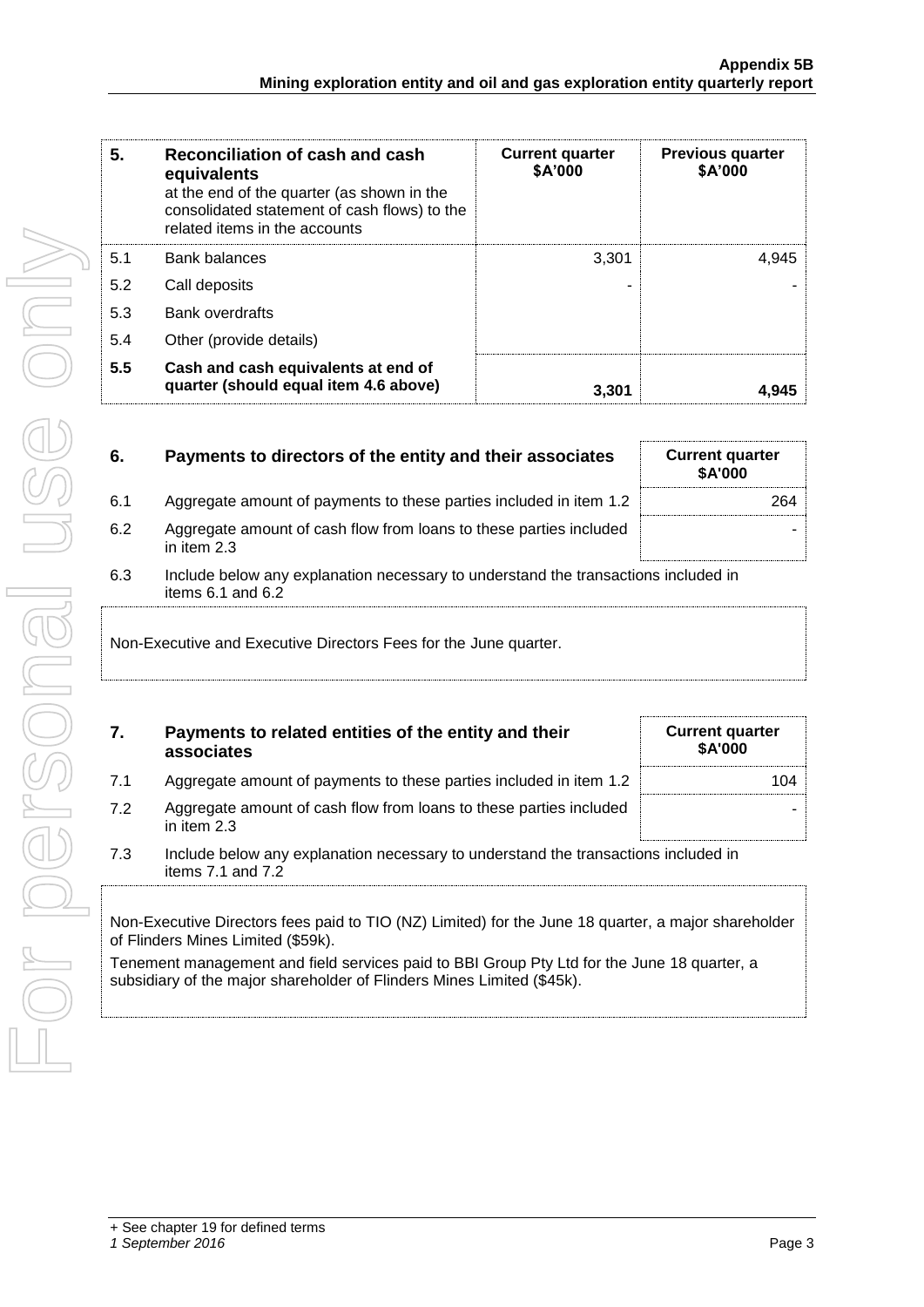| 5. | Reconciliation of cash and cash equivalents at the end of the quarter (as shown in the consolidated statement of cash flows) to the related items in the accounts | Current quarter $A'000 | Previous quarter $A'000 |
|---|---|---|---|
| 5.1 | Bank balances | 3,301 | 4,945 |
| 5.2 | Call deposits | - | - |
| 5.3 | Bank overdrafts | | |
| 5.4 | Other (provide details) | | |
| **5.5** | **Cash and cash equivalents at end of quarter (should equal item 4.6 above)** | **3,301** | **4,945** |

| 6. | Payments to directors of the entity and their associates | Current quarter $A'000 |
|---|---|---|
| 6.1 | Aggregate amount of payments to these parties included in item 1.2 | 264 |
| 6.2 | Aggregate amount of cash flow from loans to these parties included in item 2.3 | - |

6.3 Include below any explanation necessary to understand the transactions included in items 6.1 and 6.2

Non-Executive and Executive Directors Fees for the June quarter.

| 7. | Payments to related entities of the entity and their associates | Current quarter $A'000 |
|---|---|---|
| 7.1 | Aggregate amount of payments to these parties included in item 1.2 | 104 |
| 7.2 | Aggregate amount of cash flow from loans to these parties included in item 2.3 | - |

7.3 Include below any explanation necessary to understand the transactions included in items 7.1 and 7.2

Non-Executive Directors fees paid to TIO (NZ) Limited) for the June 18 quarter, a major shareholder of Flinders Mines Limited ($59k).

Tenement management and field services paid to BBI Group Pty Ltd for the June 18 quarter, a subsidiary of the major shareholder of Flinders Mines Limited ($45k).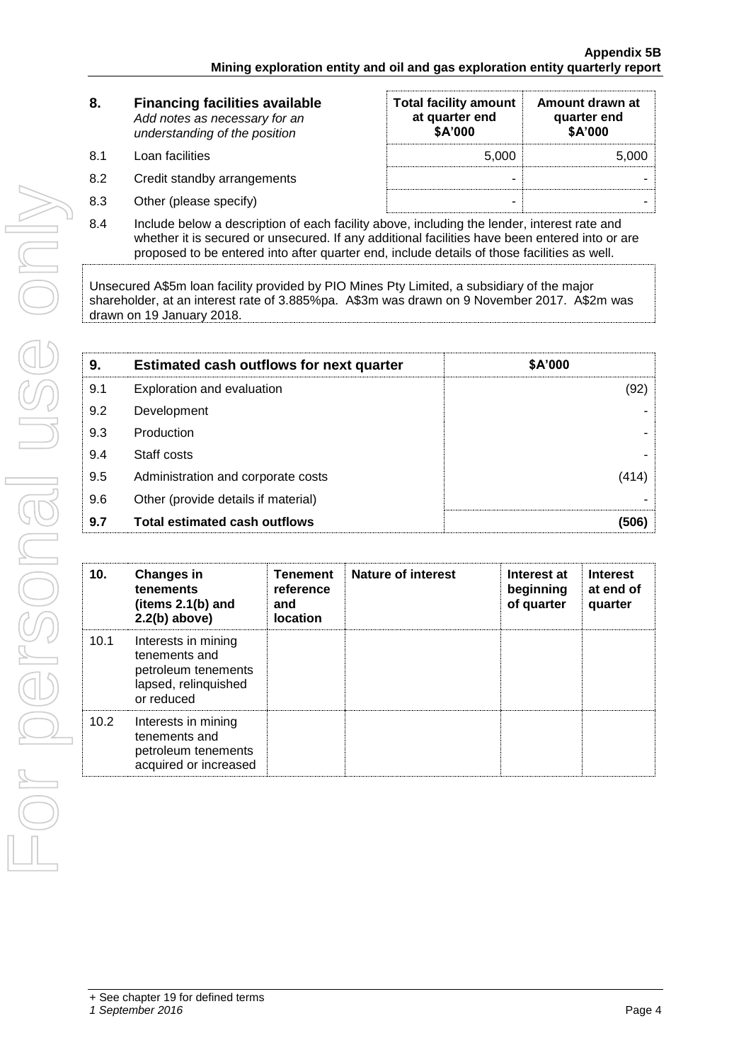| 8. | Financing facilities available *Add notes as necessary for an understanding of the position* | Total facility amount at quarter end $A'000 | Amount drawn at quarter end $A'000 |
|---|---|---|---|
| 8.1 | Loan facilities | 5,000 | 5,000 |
| 8.2 | Credit standby arrangements | - | - |
| 8.3 | Other (please specify) | - | - |

8.4 Include below a description of each facility above, including the lender, interest rate and whether it is secured or unsecured. If any additional facilities have been entered into or are proposed to be entered into after quarter end, include details of those facilities as well.

Unsecured A$5m loan facility provided by PIO Mines Pty Limited, a subsidiary of the major shareholder, at an interest rate of 3.885%pa. A$3m was drawn on 9 November 2017. A$2m was drawn on 19 January 2018.

| 9. | Estimated cash outflows for next quarter | $A'000 |
|---|---|---|
| 9.1 | Exploration and evaluation | (92) |
| 9.2 | Development | - |
| 9.3 | Production | - |
| 9.4 | Staff costs | - |
| 9.5 | Administration and corporate costs | (414) |
| 9.6 | Other (provide details if material) | - |
| **9.7** | **Total estimated cash outflows** | **(506)** |

| 10. | Changes in tenements (items 2.1(b) and 2.2(b) above) | Tenement reference and location | Nature of interest | Interest at beginning of quarter | Interest at end of quarter |
|---|---|---|---|---|---|
| 10.1 | Interests in mining tenements and petroleum tenements lapsed, relinquished or reduced | | | | |
| 10.2 | Interests in mining tenements and petroleum tenements acquired or increased | | | | |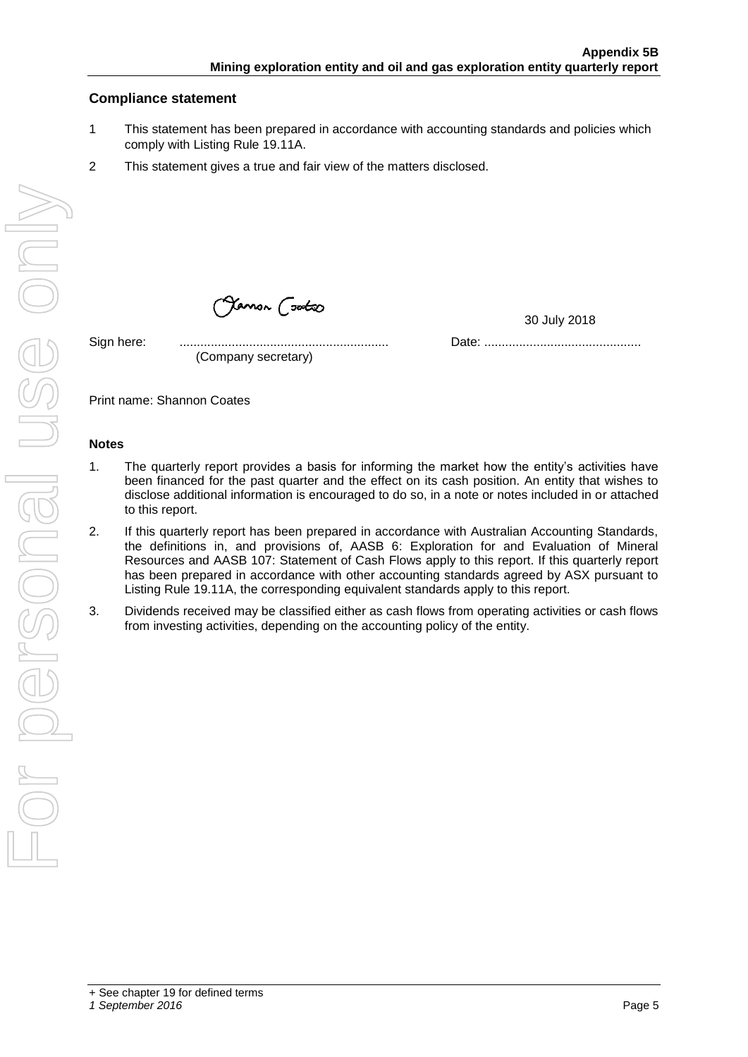## Compliance statement

1 This statement has been prepared in accordance with accounting standards and policies which comply with Listing Rule 19.11A.

2 This statement gives a true and fair view of the matters disclosed.

Sign here: ............................................................ Date: 30 July 2018
(Company secretary)

Print name: Shannon Coates

### Notes

1. The quarterly report provides a basis for informing the market how the entity's activities have been financed for the past quarter and the effect on its cash position. An entity that wishes to disclose additional information is encouraged to do so, in a note or notes included in or attached to this report.
2. If this quarterly report has been prepared in accordance with Australian Accounting Standards, the definitions in, and provisions of, AASB 6: Exploration for and Evaluation of Mineral Resources and AASB 107: Statement of Cash Flows apply to this report. If this quarterly report has been prepared in accordance with other accounting standards agreed by ASX pursuant to Listing Rule 19.11A, the corresponding equivalent standards apply to this report.
3. Dividends received may be classified either as cash flows from operating activities or cash flows from investing activities, depending on the accounting policy of the entity.